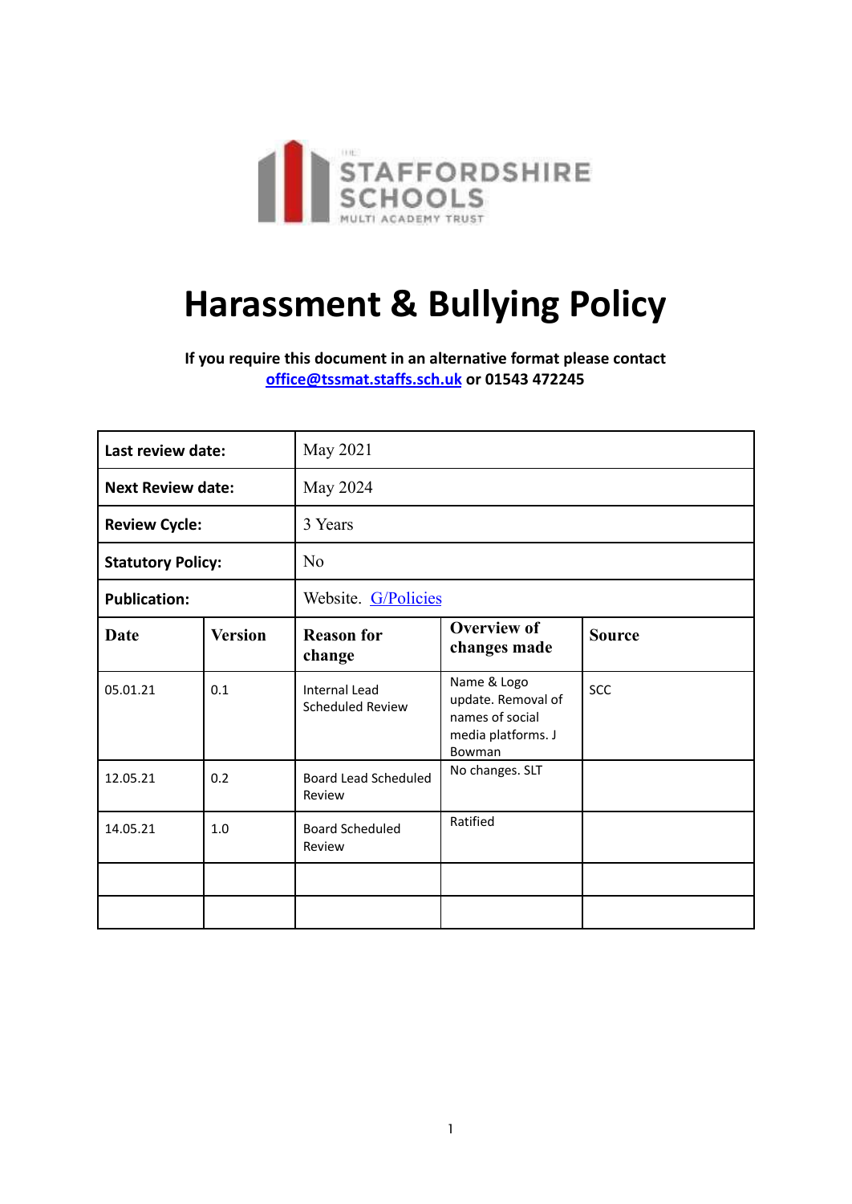THE STAFFORDSHIRE SCHOOLS MULTI ACADEMY TRUST

# Harassment & Bullying Policy

**If you require this document in an alternative format please contact office@tssmat.staffs.sch.uk or 01543 472245**

| **Last review date:** | | May 2021 | | |
|---|---|---|---|---|
| **Next Review date:** | | May 2024 | | |
| **Review Cycle:** | | 3 Years | | |
| **Statutory Policy:** | | No | | |
| **Publication:** | | Website. G/Policies | | |
| **Date** | **Version** | **Reason for change** | **Overview of changes made** | **Source** |
| 05.01.21 | 0.1 | Internal Lead Scheduled Review | Name & Logo update. Removal of names of social media platforms. J Bowman | SCC |
| 12.05.21 | 0.2 | Board Lead Scheduled Review | No changes. SLT | |
| 14.05.21 | 1.0 | Board Scheduled Review | Ratified | |
| | | | | |
| | | | | |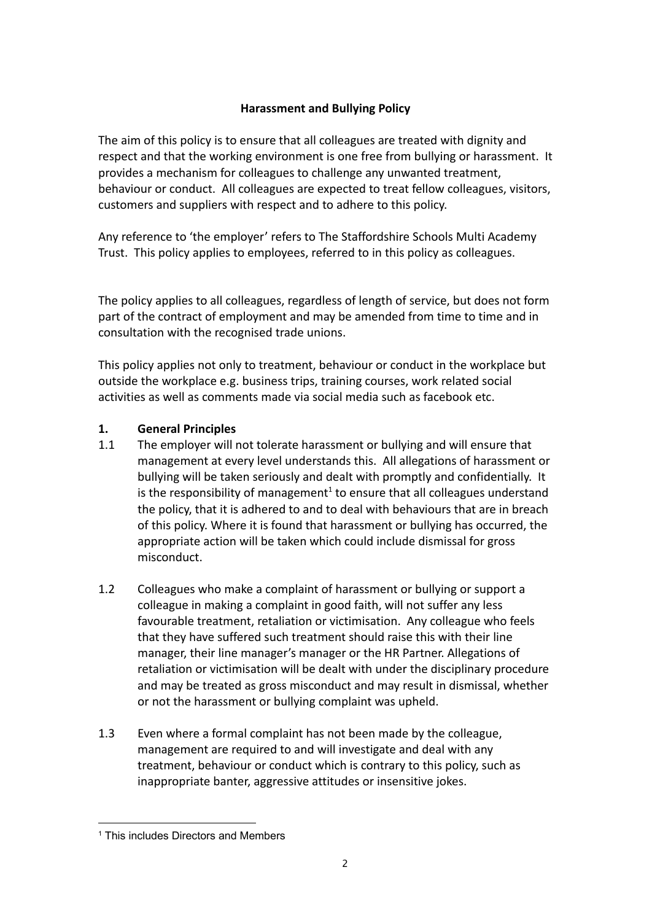**Harassment and Bullying Policy**

The aim of this policy is to ensure that all colleagues are treated with dignity and respect and that the working environment is one free from bullying or harassment. It provides a mechanism for colleagues to challenge any unwanted treatment, behaviour or conduct. All colleagues are expected to treat fellow colleagues, visitors, customers and suppliers with respect and to adhere to this policy.

Any reference to 'the employer' refers to The Staffordshire Schools Multi Academy Trust. This policy applies to employees, referred to in this policy as colleagues.

The policy applies to all colleagues, regardless of length of service, but does not form part of the contract of employment and may be amended from time to time and in consultation with the recognised trade unions.

This policy applies not only to treatment, behaviour or conduct in the workplace but outside the workplace e.g. business trips, training courses, work related social activities as well as comments made via social media such as facebook etc.

## 1. General Principles

1.1 The employer will not tolerate harassment or bullying and will ensure that management at every level understands this. All allegations of harassment or bullying will be taken seriously and dealt with promptly and confidentially. It is the responsibility of management[1] to ensure that all colleagues understand the policy, that it is adhered to and to deal with behaviours that are in breach of this policy. Where it is found that harassment or bullying has occurred, the appropriate action will be taken which could include dismissal for gross misconduct.

1.2 Colleagues who make a complaint of harassment or bullying or support a colleague in making a complaint in good faith, will not suffer any less favourable treatment, retaliation or victimisation. Any colleague who feels that they have suffered such treatment should raise this with their line manager, their line manager's manager or the HR Partner. Allegations of retaliation or victimisation will be dealt with under the disciplinary procedure and may be treated as gross misconduct and may result in dismissal, whether or not the harassment or bullying complaint was upheld.

1.3 Even where a formal complaint has not been made by the colleague, management are required to and will investigate and deal with any treatment, behaviour or conduct which is contrary to this policy, such as inappropriate banter, aggressive attitudes or insensitive jokes.

---

[1] This includes Directors and Members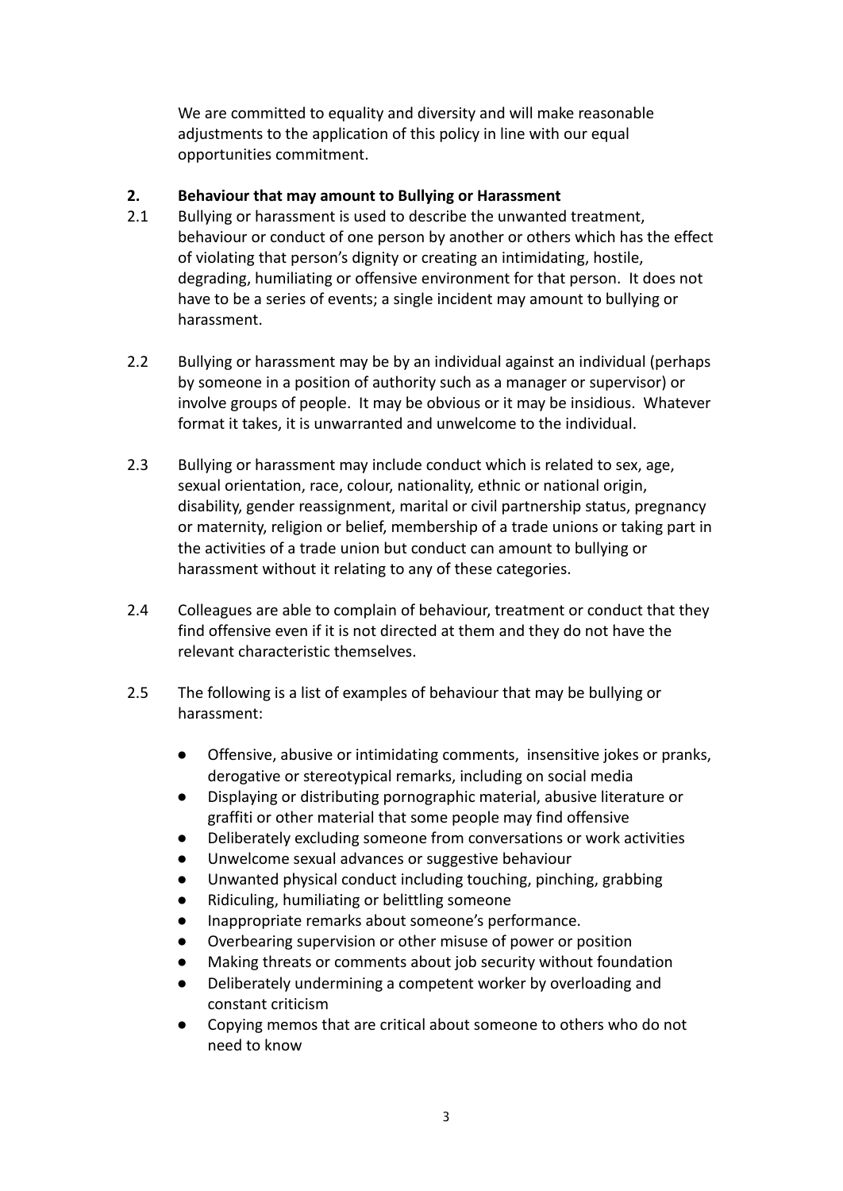We are committed to equality and diversity and will make reasonable adjustments to the application of this policy in line with our equal opportunities commitment.

## 2. Behaviour that may amount to Bullying or Harassment

2.1 Bullying or harassment is used to describe the unwanted treatment, behaviour or conduct of one person by another or others which has the effect of violating that person's dignity or creating an intimidating, hostile, degrading, humiliating or offensive environment for that person. It does not have to be a series of events; a single incident may amount to bullying or harassment.

2.2 Bullying or harassment may be by an individual against an individual (perhaps by someone in a position of authority such as a manager or supervisor) or involve groups of people. It may be obvious or it may be insidious. Whatever format it takes, it is unwarranted and unwelcome to the individual.

2.3 Bullying or harassment may include conduct which is related to sex, age, sexual orientation, race, colour, nationality, ethnic or national origin, disability, gender reassignment, marital or civil partnership status, pregnancy or maternity, religion or belief, membership of a trade unions or taking part in the activities of a trade union but conduct can amount to bullying or harassment without it relating to any of these categories.

2.4 Colleagues are able to complain of behaviour, treatment or conduct that they find offensive even if it is not directed at them and they do not have the relevant characteristic themselves.

2.5 The following is a list of examples of behaviour that may be bullying or harassment:

- Offensive, abusive or intimidating comments, insensitive jokes or pranks, derogative or stereotypical remarks, including on social media
- Displaying or distributing pornographic material, abusive literature or graffiti or other material that some people may find offensive
- Deliberately excluding someone from conversations or work activities
- Unwelcome sexual advances or suggestive behaviour
- Unwanted physical conduct including touching, pinching, grabbing
- Ridiculing, humiliating or belittling someone
- Inappropriate remarks about someone's performance.
- Overbearing supervision or other misuse of power or position
- Making threats or comments about job security without foundation
- Deliberately undermining a competent worker by overloading and constant criticism
- Copying memos that are critical about someone to others who do not need to know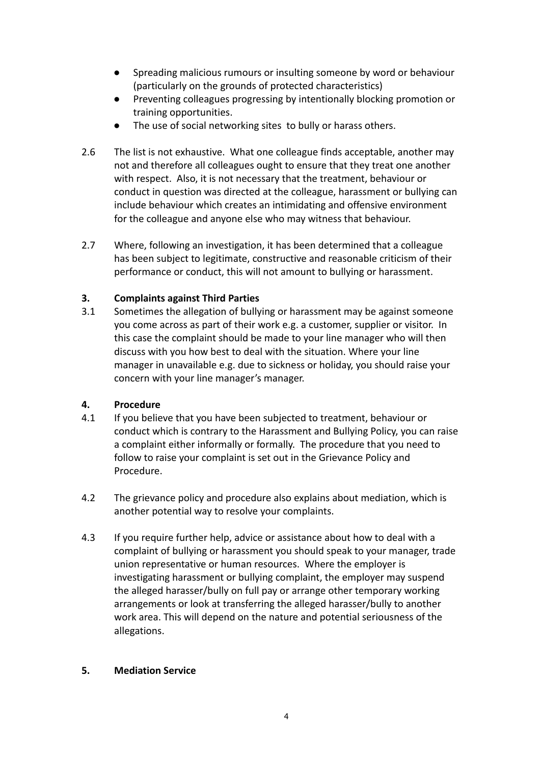- Spreading malicious rumours or insulting someone by word or behaviour (particularly on the grounds of protected characteristics)
- Preventing colleagues progressing by intentionally blocking promotion or training opportunities.
- The use of social networking sites to bully or harass others.

2.6 The list is not exhaustive. What one colleague finds acceptable, another may not and therefore all colleagues ought to ensure that they treat one another with respect. Also, it is not necessary that the treatment, behaviour or conduct in question was directed at the colleague, harassment or bullying can include behaviour which creates an intimidating and offensive environment for the colleague and anyone else who may witness that behaviour.

2.7 Where, following an investigation, it has been determined that a colleague has been subject to legitimate, constructive and reasonable criticism of their performance or conduct, this will not amount to bullying or harassment.

**3. Complaints against Third Parties**

3.1 Sometimes the allegation of bullying or harassment may be against someone you come across as part of their work e.g. a customer, supplier or visitor. In this case the complaint should be made to your line manager who will then discuss with you how best to deal with the situation. Where your line manager in unavailable e.g. due to sickness or holiday, you should raise your concern with your line manager's manager.

**4. Procedure**

4.1 If you believe that you have been subjected to treatment, behaviour or conduct which is contrary to the Harassment and Bullying Policy, you can raise a complaint either informally or formally. The procedure that you need to follow to raise your complaint is set out in the Grievance Policy and Procedure.

4.2 The grievance policy and procedure also explains about mediation, which is another potential way to resolve your complaints.

4.3 If you require further help, advice or assistance about how to deal with a complaint of bullying or harassment you should speak to your manager, trade union representative or human resources. Where the employer is investigating harassment or bullying complaint, the employer may suspend the alleged harasser/bully on full pay or arrange other temporary working arrangements or look at transferring the alleged harasser/bully to another work area. This will depend on the nature and potential seriousness of the allegations.

**5. Mediation Service**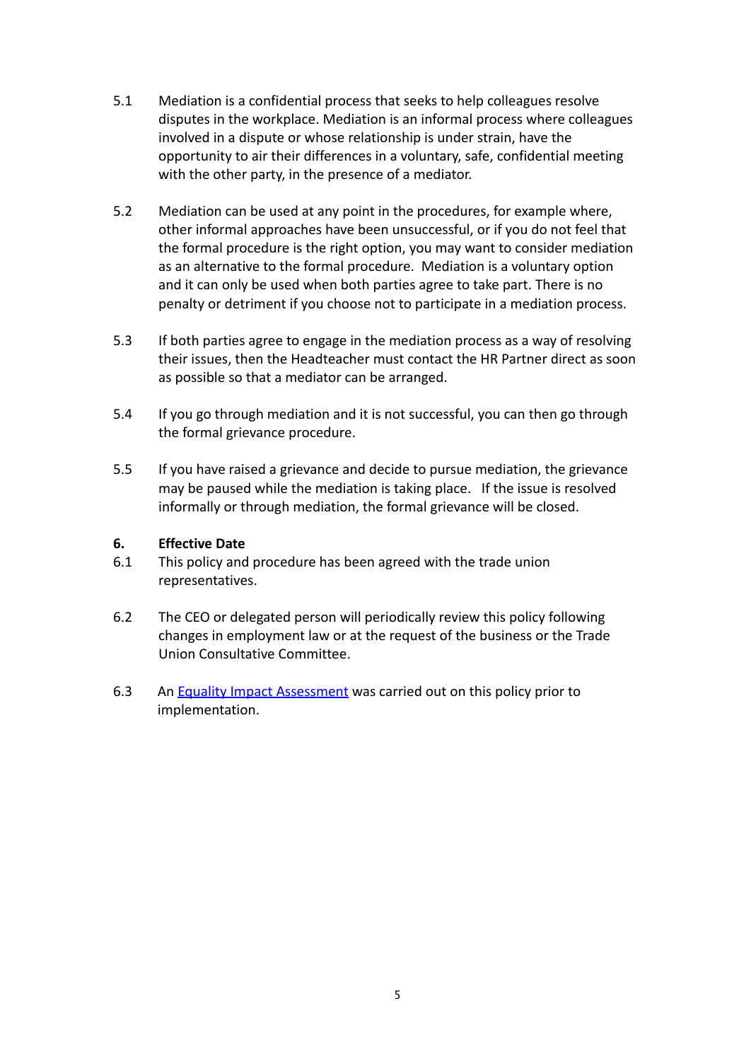5.1 Mediation is a confidential process that seeks to help colleagues resolve disputes in the workplace. Mediation is an informal process where colleagues involved in a dispute or whose relationship is under strain, have the opportunity to air their differences in a voluntary, safe, confidential meeting with the other party, in the presence of a mediator.

5.2 Mediation can be used at any point in the procedures, for example where, other informal approaches have been unsuccessful, or if you do not feel that the formal procedure is the right option, you may want to consider mediation as an alternative to the formal procedure. Mediation is a voluntary option and it can only be used when both parties agree to take part. There is no penalty or detriment if you choose not to participate in a mediation process.

5.3 If both parties agree to engage in the mediation process as a way of resolving their issues, then the Headteacher must contact the HR Partner direct as soon as possible so that a mediator can be arranged.

5.4 If you go through mediation and it is not successful, you can then go through the formal grievance procedure.

5.5 If you have raised a grievance and decide to pursue mediation, the grievance may be paused while the mediation is taking place. If the issue is resolved informally or through mediation, the formal grievance will be closed.

## 6. Effective Date

6.1 This policy and procedure has been agreed with the trade union representatives.

6.2 The CEO or delegated person will periodically review this policy following changes in employment law or at the request of the business or the Trade Union Consultative Committee.

6.3 An Equality Impact Assessment was carried out on this policy prior to implementation.